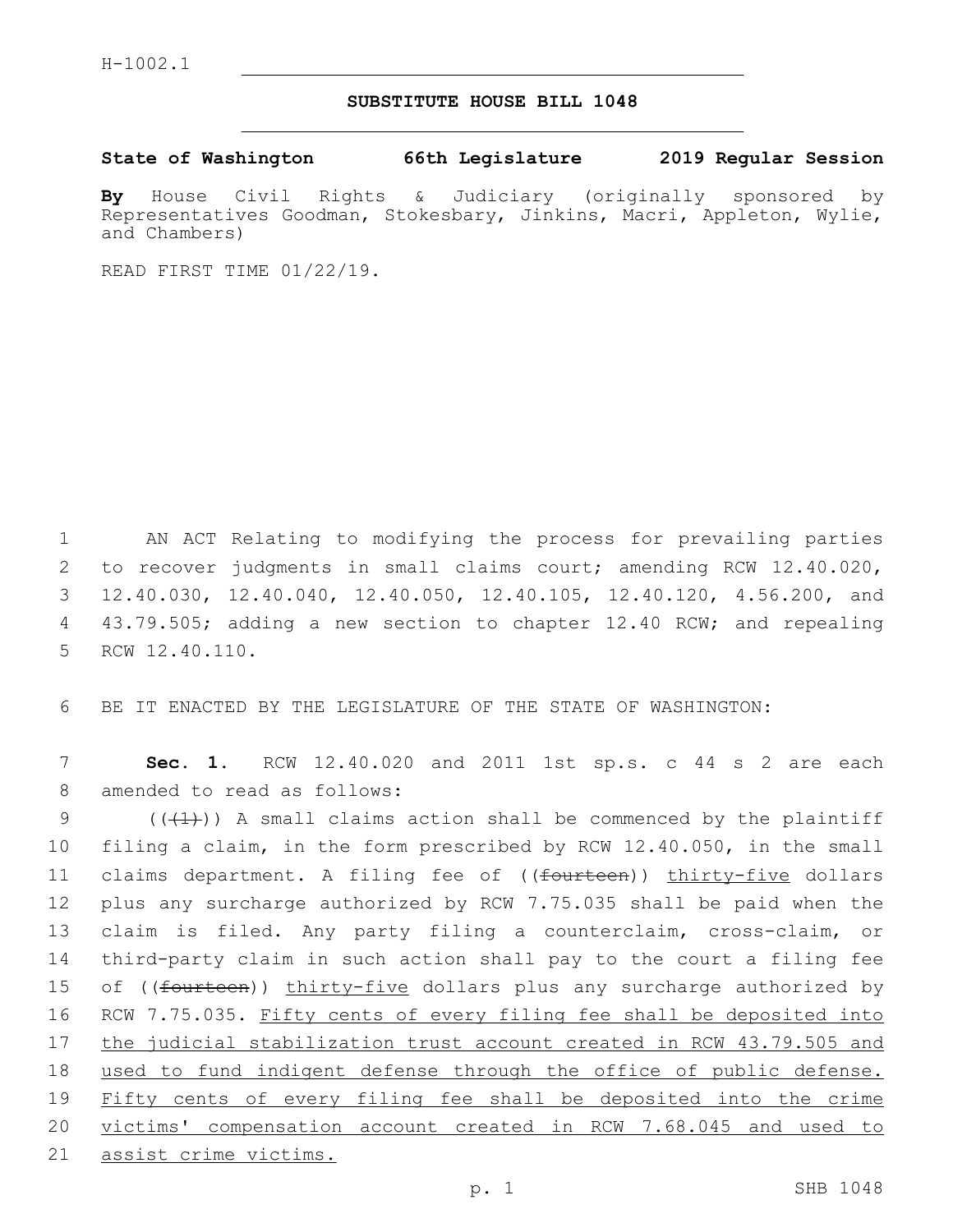H-1002.1

# SUBSTITUTE HOUSE BILL 1048

**State of Washington 66th Legislature 2019 Regular Session**

**By** House Civil Rights & Judiciary (originally sponsored by Representatives Goodman, Stokesbary, Jinkins, Macri, Appleton, Wylie, and Chambers)

READ FIRST TIME 01/22/19.

AN ACT Relating to modifying the process for prevailing parties to recover judgments in small claims court; amending RCW 12.40.020, 12.40.030, 12.40.040, 12.40.050, 12.40.105, 12.40.120, 4.56.200, and 43.79.505; adding a new section to chapter 12.40 RCW; and repealing RCW 12.40.110.

BE IT ENACTED BY THE LEGISLATURE OF THE STATE OF WASHINGTON:

**Sec. 1.** RCW 12.40.020 and 2011 1st sp.s. c 44 s 2 are each amended to read as follows:

((~~(1)~~)) A small claims action shall be commenced by the plaintiff filing a claim, in the form prescribed by RCW 12.40.050, in the small claims department. A filing fee of ((~~fourteen~~)) <u>thirty-five</u> dollars plus any surcharge authorized by RCW 7.75.035 shall be paid when the claim is filed. Any party filing a counterclaim, cross-claim, or third-party claim in such action shall pay to the court a filing fee of ((~~fourteen~~)) <u>thirty-five</u> dollars plus any surcharge authorized by RCW 7.75.035. <u>Fifty cents of every filing fee shall be deposited into the judicial stabilization trust account created in RCW 43.79.505 and used to fund indigent defense through the office of public defense. Fifty cents of every filing fee shall be deposited into the crime victims' compensation account created in RCW 7.68.045 and used to assist crime victims.</u>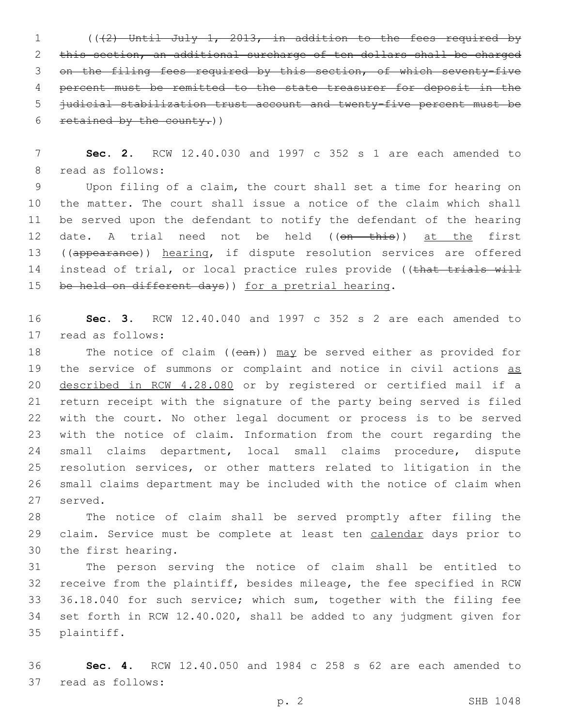(((2) Until July 1, 2013, in addition to the fees required by this section, an additional surcharge of ten dollars shall be charged on the filing fees required by this section, of which seventy-five percent must be remitted to the state treasurer for deposit in the judicial stabilization trust account and twenty-five percent must be retained by the county.))

**Sec. 2.** RCW 12.40.030 and 1997 c 352 s 1 are each amended to read as follows:

Upon filing of a claim, the court shall set a time for hearing on the matter. The court shall issue a notice of the claim which shall be served upon the defendant to notify the defendant of the hearing date. A trial need not be held ((on this)) at the first ((appearance)) hearing, if dispute resolution services are offered instead of trial, or local practice rules provide ((that trials will be held on different days)) for a pretrial hearing.

**Sec. 3.** RCW 12.40.040 and 1997 c 352 s 2 are each amended to read as follows:

The notice of claim ((can)) may be served either as provided for the service of summons or complaint and notice in civil actions as described in RCW 4.28.080 or by registered or certified mail if a return receipt with the signature of the party being served is filed with the court. No other legal document or process is to be served with the notice of claim. Information from the court regarding the small claims department, local small claims procedure, dispute resolution services, or other matters related to litigation in the small claims department may be included with the notice of claim when served.

The notice of claim shall be served promptly after filing the claim. Service must be complete at least ten calendar days prior to the first hearing.

The person serving the notice of claim shall be entitled to receive from the plaintiff, besides mileage, the fee specified in RCW 36.18.040 for such service; which sum, together with the filing fee set forth in RCW 12.40.020, shall be added to any judgment given for plaintiff.

**Sec. 4.** RCW 12.40.050 and 1984 c 258 s 62 are each amended to read as follows: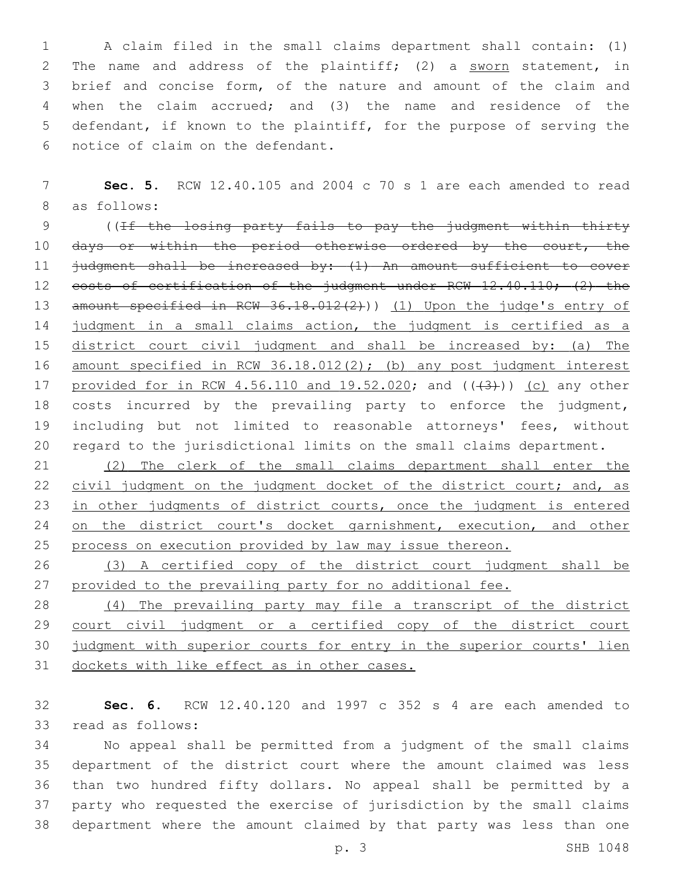A claim filed in the small claims department shall contain: (1) The name and address of the plaintiff; (2) a sworn statement, in brief and concise form, of the nature and amount of the claim and when the claim accrued; and (3) the name and residence of the defendant, if known to the plaintiff, for the purpose of serving the notice of claim on the defendant.

**Sec. 5.** RCW 12.40.105 and 2004 c 70 s 1 are each amended to read as follows:

((~~If the losing party fails to pay the judgment within thirty days or within the period otherwise ordered by the court, the judgment shall be increased by: (1) An amount sufficient to cover costs of certification of the judgment under RCW 12.40.110; (2) the amount specified in RCW 36.18.012(2)~~)) (1) Upon the judge's entry of judgment in a small claims action, the judgment is certified as a district court civil judgment and shall be increased by: (a) The amount specified in RCW 36.18.012(2); (b) any post judgment interest provided for in RCW 4.56.110 and 19.52.020; and ((~~(3)~~)) (c) any other costs incurred by the prevailing party to enforce the judgment, including but not limited to reasonable attorneys' fees, without regard to the jurisdictional limits on the small claims department.

(2) The clerk of the small claims department shall enter the civil judgment on the judgment docket of the district court; and, as in other judgments of district courts, once the judgment is entered on the district court's docket garnishment, execution, and other process on execution provided by law may issue thereon.

(3) A certified copy of the district court judgment shall be provided to the prevailing party for no additional fee.

(4) The prevailing party may file a transcript of the district court civil judgment or a certified copy of the district court judgment with superior courts for entry in the superior courts' lien dockets with like effect as in other cases.

**Sec. 6.** RCW 12.40.120 and 1997 c 352 s 4 are each amended to read as follows:

No appeal shall be permitted from a judgment of the small claims department of the district court where the amount claimed was less than two hundred fifty dollars. No appeal shall be permitted by a party who requested the exercise of jurisdiction by the small claims department where the amount claimed by that party was less than one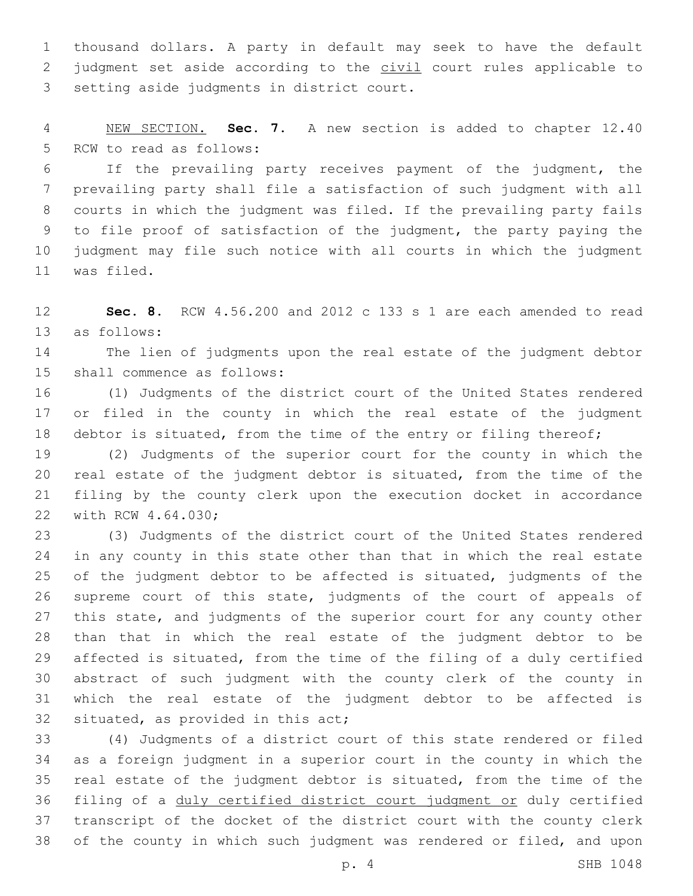thousand dollars. A party in default may seek to have the default judgment set aside according to the <u>civil</u> court rules applicable to setting aside judgments in district court.

<u>NEW SECTION.</u> **Sec. 7.** A new section is added to chapter 12.40 RCW to read as follows:

If the prevailing party receives payment of the judgment, the prevailing party shall file a satisfaction of such judgment with all courts in which the judgment was filed. If the prevailing party fails to file proof of satisfaction of the judgment, the party paying the judgment may file such notice with all courts in which the judgment was filed.

**Sec. 8.** RCW 4.56.200 and 2012 c 133 s 1 are each amended to read as follows:

The lien of judgments upon the real estate of the judgment debtor shall commence as follows:

(1) Judgments of the district court of the United States rendered or filed in the county in which the real estate of the judgment debtor is situated, from the time of the entry or filing thereof;

(2) Judgments of the superior court for the county in which the real estate of the judgment debtor is situated, from the time of the filing by the county clerk upon the execution docket in accordance with RCW 4.64.030;

(3) Judgments of the district court of the United States rendered in any county in this state other than that in which the real estate of the judgment debtor to be affected is situated, judgments of the supreme court of this state, judgments of the court of appeals of this state, and judgments of the superior court for any county other than that in which the real estate of the judgment debtor to be affected is situated, from the time of the filing of a duly certified abstract of such judgment with the county clerk of the county in which the real estate of the judgment debtor to be affected is situated, as provided in this act;

(4) Judgments of a district court of this state rendered or filed as a foreign judgment in a superior court in the county in which the real estate of the judgment debtor is situated, from the time of the filing of a <u>duly certified district court judgment or</u> duly certified transcript of the docket of the district court with the county clerk of the county in which such judgment was rendered or filed, and upon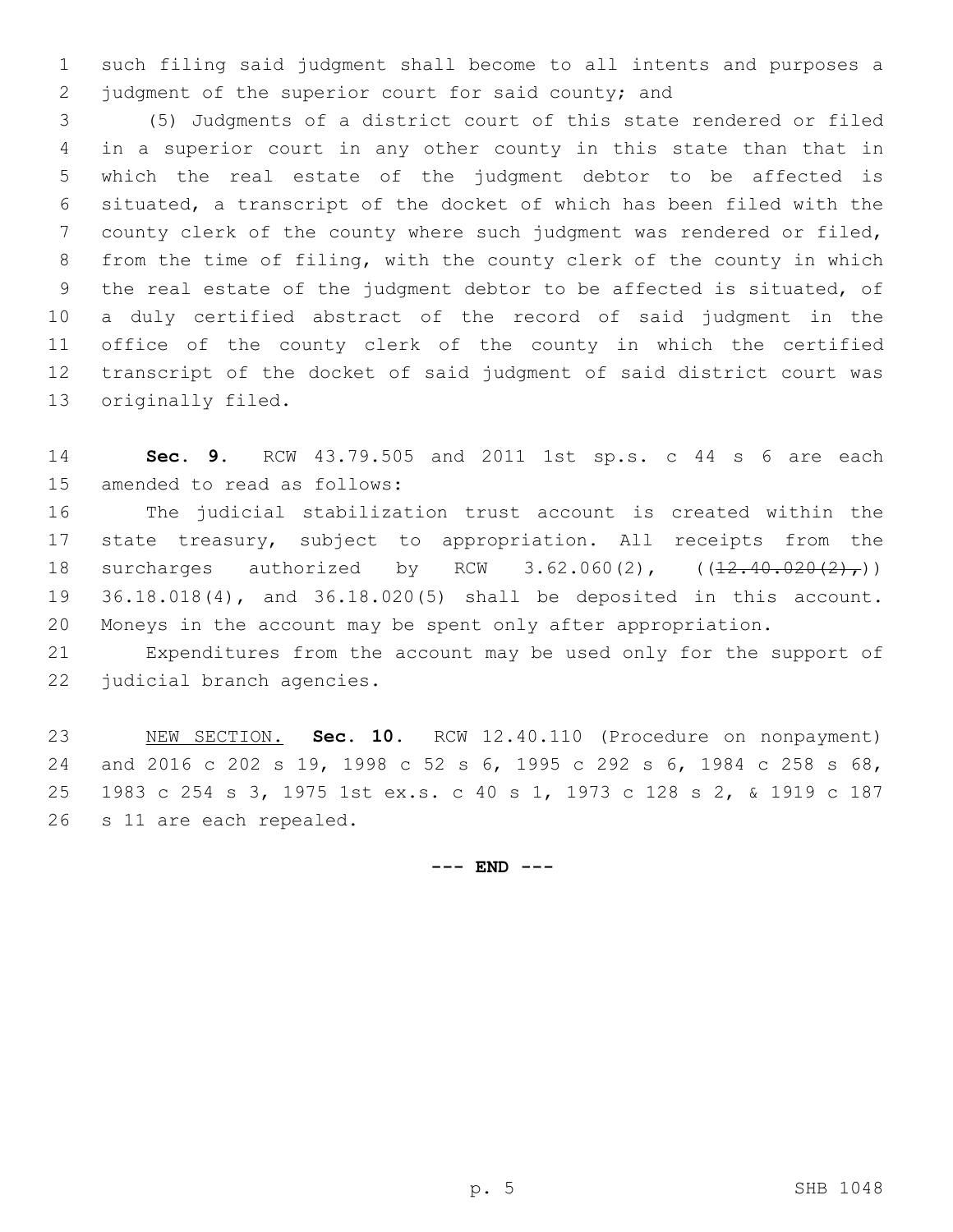such filing said judgment shall become to all intents and purposes a judgment of the superior court for said county; and

(5) Judgments of a district court of this state rendered or filed in a superior court in any other county in this state than that in which the real estate of the judgment debtor to be affected is situated, a transcript of the docket of which has been filed with the county clerk of the county where such judgment was rendered or filed, from the time of filing, with the county clerk of the county in which the real estate of the judgment debtor to be affected is situated, of a duly certified abstract of the record of said judgment in the office of the county clerk of the county in which the certified transcript of the docket of said judgment of said district court was originally filed.

**Sec. 9.** RCW 43.79.505 and 2011 1st sp.s. c 44 s 6 are each amended to read as follows:

The judicial stabilization trust account is created within the state treasury, subject to appropriation. All receipts from the surcharges authorized by RCW 3.62.060(2), ((~~12.40.020(2),~~)) 36.18.018(4), and 36.18.020(5) shall be deposited in this account. Moneys in the account may be spent only after appropriation.

Expenditures from the account may be used only for the support of judicial branch agencies.

NEW SECTION. **Sec. 10.** RCW 12.40.110 (Procedure on nonpayment) and 2016 c 202 s 19, 1998 c 52 s 6, 1995 c 292 s 6, 1984 c 258 s 68, 1983 c 254 s 3, 1975 1st ex.s. c 40 s 1, 1973 c 128 s 2, & 1919 c 187 s 11 are each repealed.

**--- END ---**